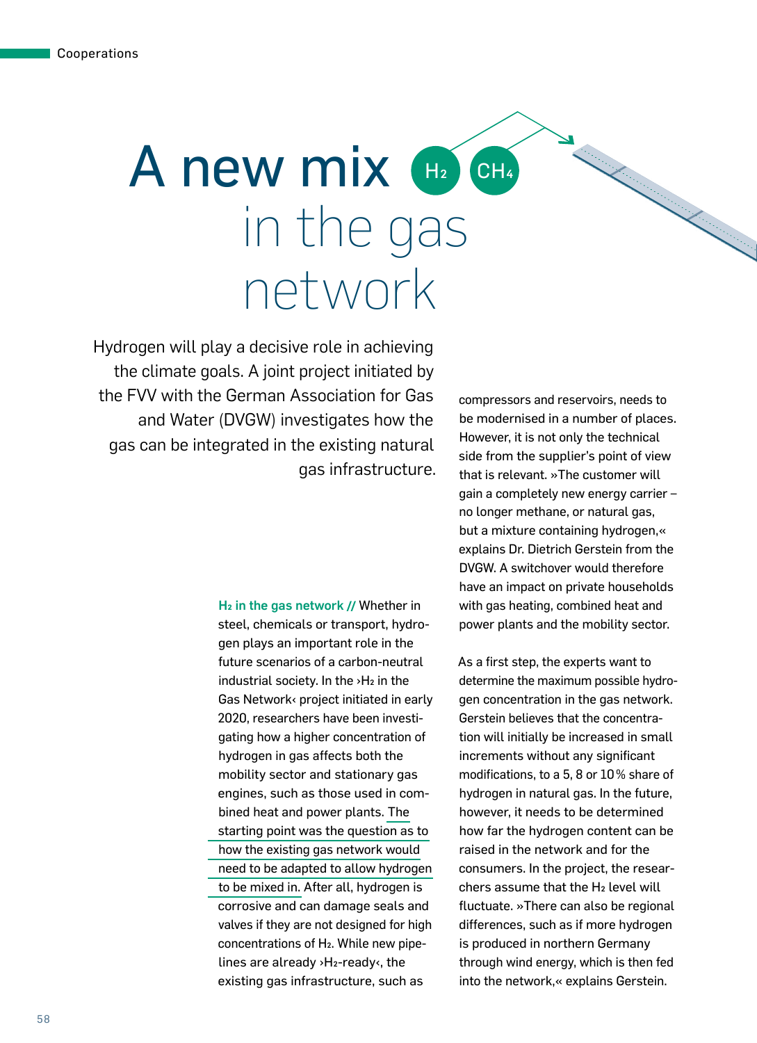# A new mix $H_2$ $CH_4$ in the gas network

Hydrogen will play a decisive role in achieving the climate goals. A joint project initiated by the FVV with the German Association for Gas and Water (DVGW) investigates how the gas can be integrated in the existing natural gas infrastructure.

**$H_2$ in the gas network //** Whether in steel, chemicals or transport, hydrogen plays an important role in the future scenarios of a carbon-neutral industrial society. In the ›$H_2$ in the Gas Network‹ project initiated in early 2020, researchers have been investigating how a higher concentration of hydrogen in gas affects both the mobility sector and stationary gas engines, such as those used in combined heat and power plants. The starting point was the question as to how the existing gas network would need to be adapted to allow hydrogen to be mixed in. After all, hydrogen is corrosive and can damage seals and valves if they are not designed for high concentrations of $H_2$. While new pipelines are already ›$H_2$-ready‹, the existing gas infrastructure, such as compressors and reservoirs, needs to be modernised in a number of places. However, it is not only the technical side from the supplier's point of view that is relevant. »The customer will gain a completely new energy carrier – no longer methane, or natural gas, but a mixture containing hydrogen,« explains Dr. Dietrich Gerstein from the DVGW. A switchover would therefore have an impact on private households with gas heating, combined heat and power plants and the mobility sector.

As a first step, the experts want to determine the maximum possible hydrogen concentration in the gas network. Gerstein believes that the concentration will initially be increased in small increments without any significant modifications, to a 5, 8 or 10 % share of hydrogen in natural gas. In the future, however, it needs to be determined how far the hydrogen content can be raised in the network and for the consumers. In the project, the researchers assume that the $H_2$ level will fluctuate. »There can also be regional differences, such as if more hydrogen is produced in northern Germany through wind energy, which is then fed into the network,« explains Gerstein.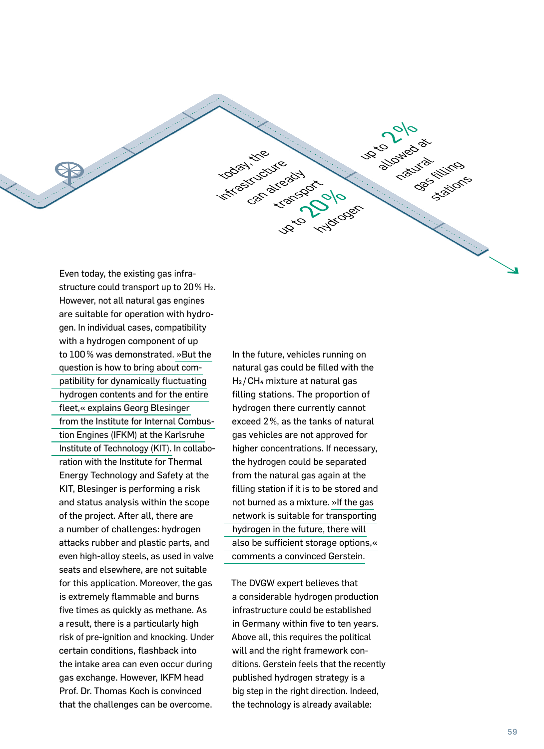today, the infrastructure can already transport up to 20% hydrogen

up to 2% allowed at natural gas filling stations

Even today, the existing gas infrastructure could transport up to 20% $H_2$. However, not all natural gas engines are suitable for operation with hydrogen. In individual cases, compatibility with a hydrogen component of up to 100% was demonstrated. »But the question is how to bring about compatibility for dynamically fluctuating hydrogen contents and for the entire fleet,« explains Georg Blesinger from the Institute for Internal Combustion Engines (IFKM) at the Karlsruhe Institute of Technology (KIT). In collaboration with the Institute for Thermal Energy Technology and Safety at the KIT, Blesinger is performing a risk and status analysis within the scope of the project. After all, there are a number of challenges: hydrogen attacks rubber and plastic parts, and even high-alloy steels, as used in valve seats and elsewhere, are not suitable for this application. Moreover, the gas is extremely flammable and burns five times as quickly as methane. As a result, there is a particularly high risk of pre-ignition and knocking. Under certain conditions, flashback into the intake area can even occur during gas exchange. However, IKFM head Prof. Dr. Thomas Koch is convinced that the challenges can be overcome.

In the future, vehicles running on natural gas could be filled with the $H_2$ / $CH_4$ mixture at natural gas filling stations. The proportion of hydrogen there currently cannot exceed 2%, as the tanks of natural gas vehicles are not approved for higher concentrations. If necessary, the hydrogen could be separated from the natural gas again at the filling station if it is to be stored and not burned as a mixture. »If the gas network is suitable for transporting hydrogen in the future, there will also be sufficient storage options,« comments a convinced Gerstein.

The DVGW expert believes that a considerable hydrogen production infrastructure could be established in Germany within five to ten years. Above all, this requires the political will and the right framework conditions. Gerstein feels that the recently published hydrogen strategy is a big step in the right direction. Indeed, the technology is already available: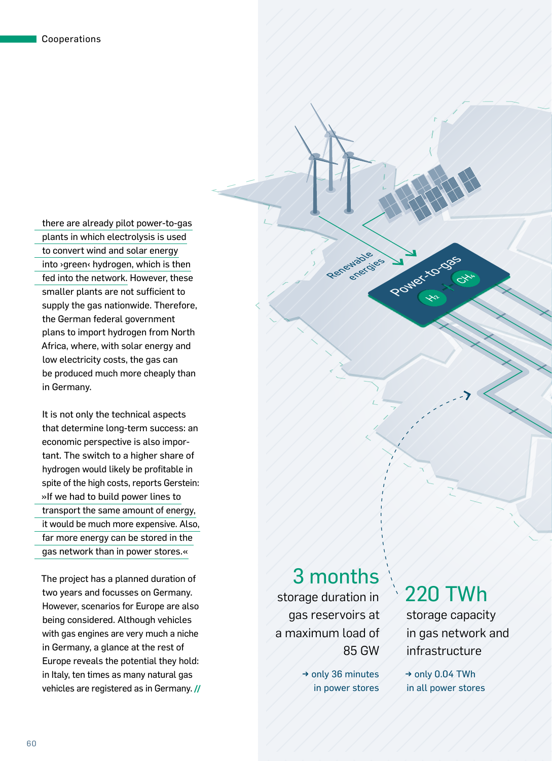there are already pilot power-to-gas plants in which electrolysis is used to convert wind and solar energy into ›green‹ hydrogen, which is then fed into the network. However, these smaller plants are not sufficient to supply the gas nationwide. Therefore, the German federal government plans to import hydrogen from North Africa, where, with solar energy and low electricity costs, the gas can be produced much more cheaply than in Germany.

It is not only the technical aspects that determine long-term success: an economic perspective is also important. The switch to a higher share of hydrogen would likely be profitable in spite of the high costs, reports Gerstein: »If we had to build power lines to transport the same amount of energy, it would be much more expensive. Also, far more energy can be stored in the gas network than in power stores.«

The project has a planned duration of two years and focusses on Germany. However, scenarios for Europe are also being considered. Although vehicles with gas engines are very much a niche in Germany, a glance at the rest of Europe reveals the potential they hold: in Italy, ten times as many natural gas vehicles are registered as in Germany. //

Renewable energies

Power-to-gas

$H_2$

$CH_4$

3 months

storage duration in gas reservoirs at a maximum load of 85 GW

→ only 36 minutes in power stores

220 TWh

storage capacity in gas network and infrastructure

→ only 0.04 TWh in all power stores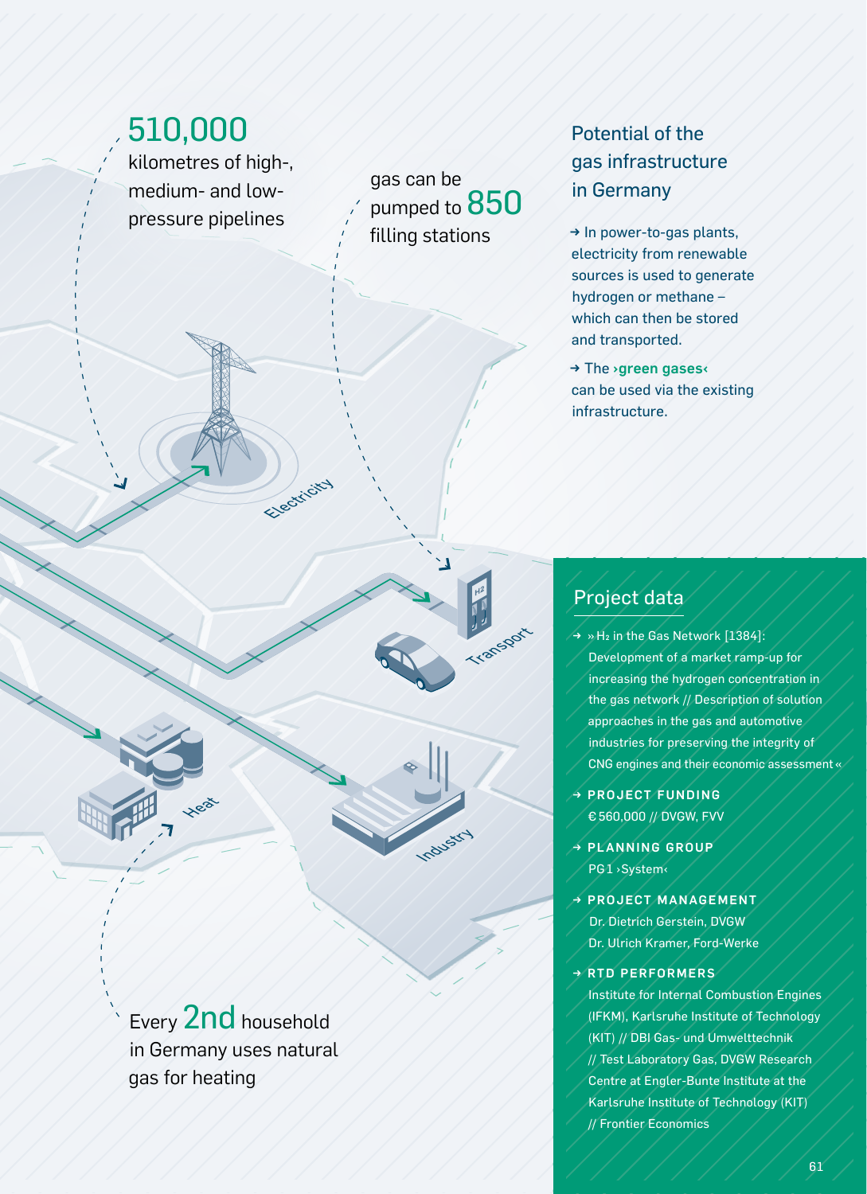510,000 kilometres of high-, medium- and low-pressure pipelines

gas can be pumped to 850 filling stations

Electricity

Transport

Heat

Industry

Every 2nd household in Germany uses natural gas for heating

## Potential of the gas infrastructure in Germany

→ In power-to-gas plants, electricity from renewable sources is used to generate hydrogen or methane – which can then be stored and transported.

→ The ›**green gases**‹ can be used via the existing infrastructure.

## Project data

→ »$H_2$ in the Gas Network [1384]: Development of a market ramp-up for increasing the hydrogen concentration in the gas network // Description of solution approaches in the gas and automotive industries for preserving the integrity of CNG engines and their economic assessment«

→ **PROJECT FUNDING**
€ 560,000 // DVGW, FVV

→ **PLANNING GROUP**
PG 1 ›System‹

→ **PROJECT MANAGEMENT**
Dr. Dietrich Gerstein, DVGW
Dr. Ulrich Kramer, Ford-Werke

→ **RTD PERFORMERS**
Institute for Internal Combustion Engines (IFKM), Karlsruhe Institute of Technology (KIT) // DBI Gas- und Umwelttechnik // Test Laboratory Gas, DVGW Research Centre at Engler-Bunte Institute at the Karlsruhe Institute of Technology (KIT) // Frontier Economics